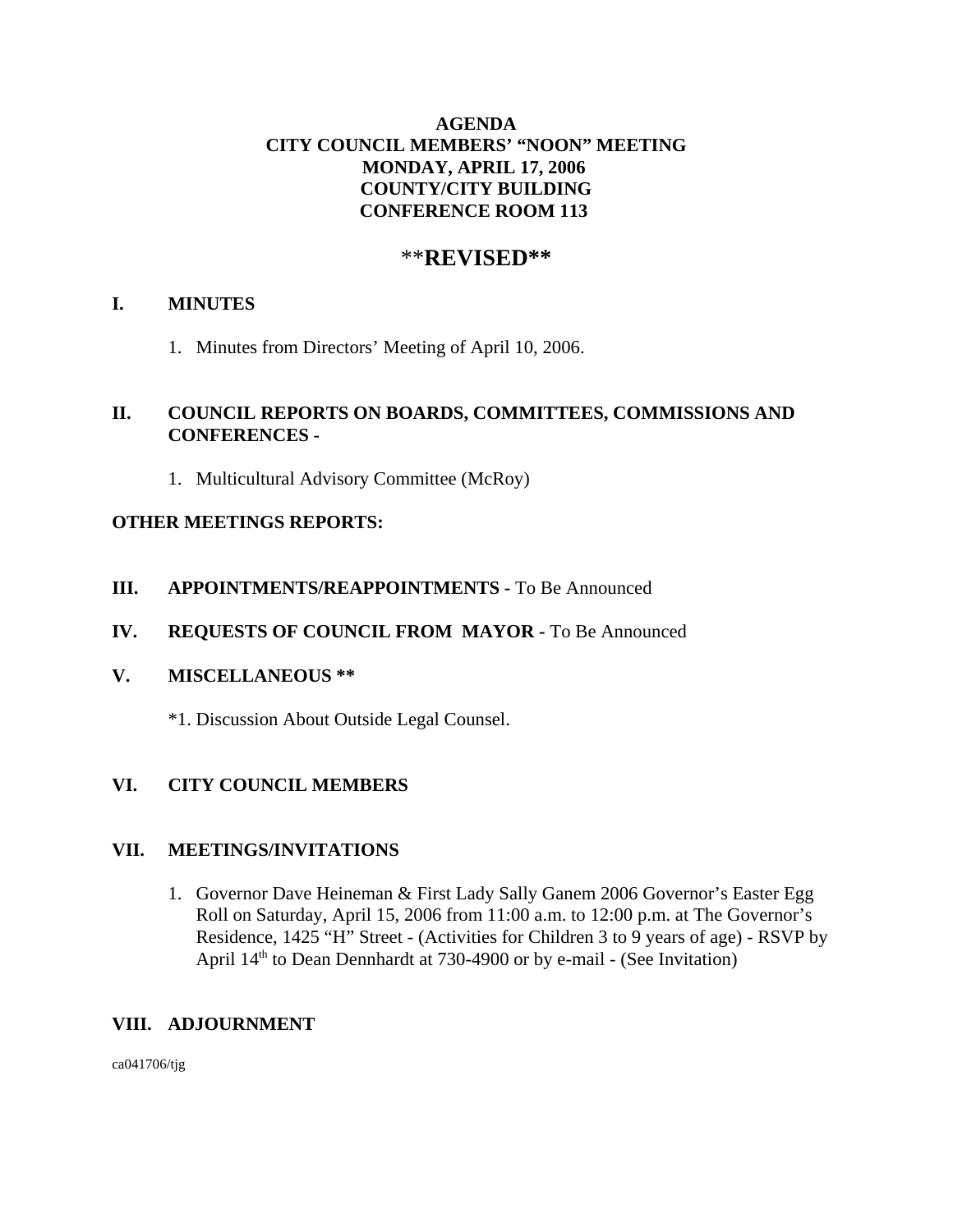**AGENDA**
**CITY COUNCIL MEMBERS' "NOON" MEETING**
**MONDAY, APRIL 17, 2006**
**COUNTY/CITY BUILDING**
**CONFERENCE ROOM 113**

# **REVISED**

## I. MINUTES

1. Minutes from Directors' Meeting of April 10, 2006.

## II. COUNCIL REPORTS ON BOARDS, COMMITTEES, COMMISSIONS AND CONFERENCES -

1. Multicultural Advisory Committee (McRoy)

**OTHER MEETINGS REPORTS:**

## III. APPOINTMENTS/REAPPOINTMENTS - To Be Announced

## IV. REQUESTS OF COUNCIL FROM MAYOR - To Be Announced

## V. MISCELLANEOUS **

*1. Discussion About Outside Legal Counsel.

## VI. CITY COUNCIL MEMBERS

## VII. MEETINGS/INVITATIONS

1. Governor Dave Heineman & First Lady Sally Ganem 2006 Governor's Easter Egg Roll on Saturday, April 15, 2006 from 11:00 a.m. to 12:00 p.m. at The Governor's Residence, 1425 "H" Street - (Activities for Children 3 to 9 years of age) - RSVP by April 14th to Dean Dennhardt at 730-4900 or by e-mail - (See Invitation)

## VIII. ADJOURNMENT

ca041706/tjg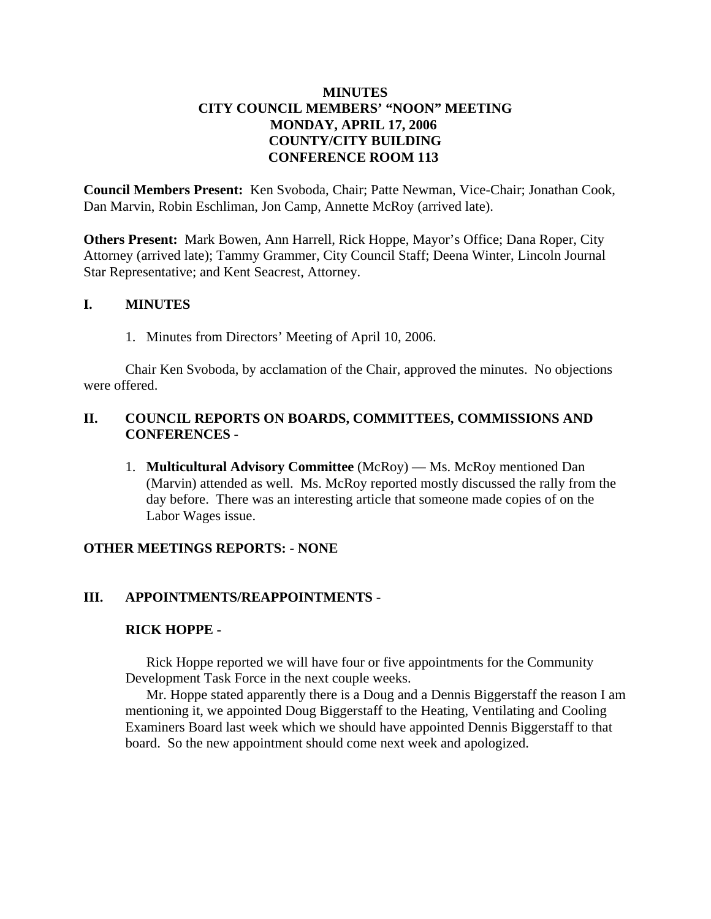**MINUTES**
**CITY COUNCIL MEMBERS' "NOON" MEETING**
**MONDAY, APRIL 17, 2006**
**COUNTY/CITY BUILDING**
**CONFERENCE ROOM 113**

**Council Members Present:** Ken Svoboda, Chair; Patte Newman, Vice-Chair; Jonathan Cook, Dan Marvin, Robin Eschliman, Jon Camp, Annette McRoy (arrived late).

**Others Present:** Mark Bowen, Ann Harrell, Rick Hoppe, Mayor's Office; Dana Roper, City Attorney (arrived late); Tammy Grammer, City Council Staff; Deena Winter, Lincoln Journal Star Representative; and Kent Seacrest, Attorney.

## I. MINUTES

1. Minutes from Directors' Meeting of April 10, 2006.

Chair Ken Svoboda, by acclamation of the Chair, approved the minutes. No objections were offered.

## II. COUNCIL REPORTS ON BOARDS, COMMITTEES, COMMISSIONS AND CONFERENCES -

1. **Multicultural Advisory Committee** (McRoy) — Ms. McRoy mentioned Dan (Marvin) attended as well. Ms. McRoy reported mostly discussed the rally from the day before. There was an interesting article that someone made copies of on the Labor Wages issue.

**OTHER MEETINGS REPORTS: - NONE**

## III. APPOINTMENTS/REAPPOINTMENTS -

**RICK HOPPE -**

Rick Hoppe reported we will have four or five appointments for the Community Development Task Force in the next couple weeks.

Mr. Hoppe stated apparently there is a Doug and a Dennis Biggerstaff the reason I am mentioning it, we appointed Doug Biggerstaff to the Heating, Ventilating and Cooling Examiners Board last week which we should have appointed Dennis Biggerstaff to that board. So the new appointment should come next week and apologized.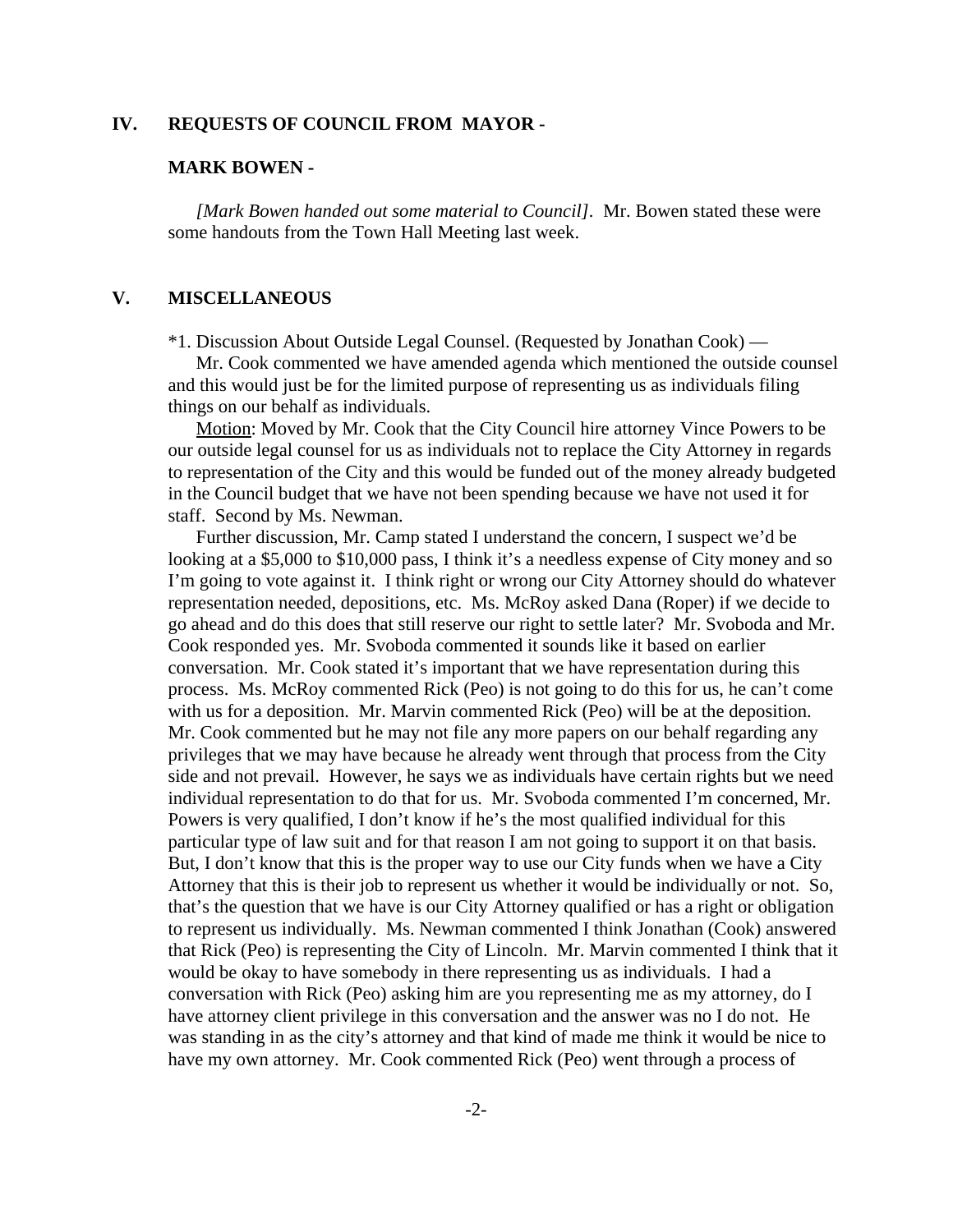## IV. REQUESTS OF COUNCIL FROM MAYOR -

### MARK BOWEN -

*[Mark Bowen handed out some material to Council]*. Mr. Bowen stated these were some handouts from the Town Hall Meeting last week.

## V. MISCELLANEOUS

*1. Discussion About Outside Legal Counsel. (Requested by Jonathan Cook) —

Mr. Cook commented we have amended agenda which mentioned the outside counsel and this would just be for the limited purpose of representing us as individuals filing things on our behalf as individuals.

Motion: Moved by Mr. Cook that the City Council hire attorney Vince Powers to be our outside legal counsel for us as individuals not to replace the City Attorney in regards to representation of the City and this would be funded out of the money already budgeted in the Council budget that we have not been spending because we have not used it for staff. Second by Ms. Newman.

Further discussion, Mr. Camp stated I understand the concern, I suspect we'd be looking at a $5,000 to $10,000 pass, I think it's a needless expense of City money and so I'm going to vote against it. I think right or wrong our City Attorney should do whatever representation needed, depositions, etc. Ms. McRoy asked Dana (Roper) if we decide to go ahead and do this does that still reserve our right to settle later? Mr. Svoboda and Mr. Cook responded yes. Mr. Svoboda commented it sounds like it based on earlier conversation. Mr. Cook stated it's important that we have representation during this process. Ms. McRoy commented Rick (Peo) is not going to do this for us, he can't come with us for a deposition. Mr. Marvin commented Rick (Peo) will be at the deposition. Mr. Cook commented but he may not file any more papers on our behalf regarding any privileges that we may have because he already went through that process from the City side and not prevail. However, he says we as individuals have certain rights but we need individual representation to do that for us. Mr. Svoboda commented I'm concerned, Mr. Powers is very qualified, I don't know if he's the most qualified individual for this particular type of law suit and for that reason I am not going to support it on that basis. But, I don't know that this is the proper way to use our City funds when we have a City Attorney that this is their job to represent us whether it would be individually or not. So, that's the question that we have is our City Attorney qualified or has a right or obligation to represent us individually. Ms. Newman commented I think Jonathan (Cook) answered that Rick (Peo) is representing the City of Lincoln. Mr. Marvin commented I think that it would be okay to have somebody in there representing us as individuals. I had a conversation with Rick (Peo) asking him are you representing me as my attorney, do I have attorney client privilege in this conversation and the answer was no I do not. He was standing in as the city's attorney and that kind of made me think it would be nice to have my own attorney. Mr. Cook commented Rick (Peo) went through a process of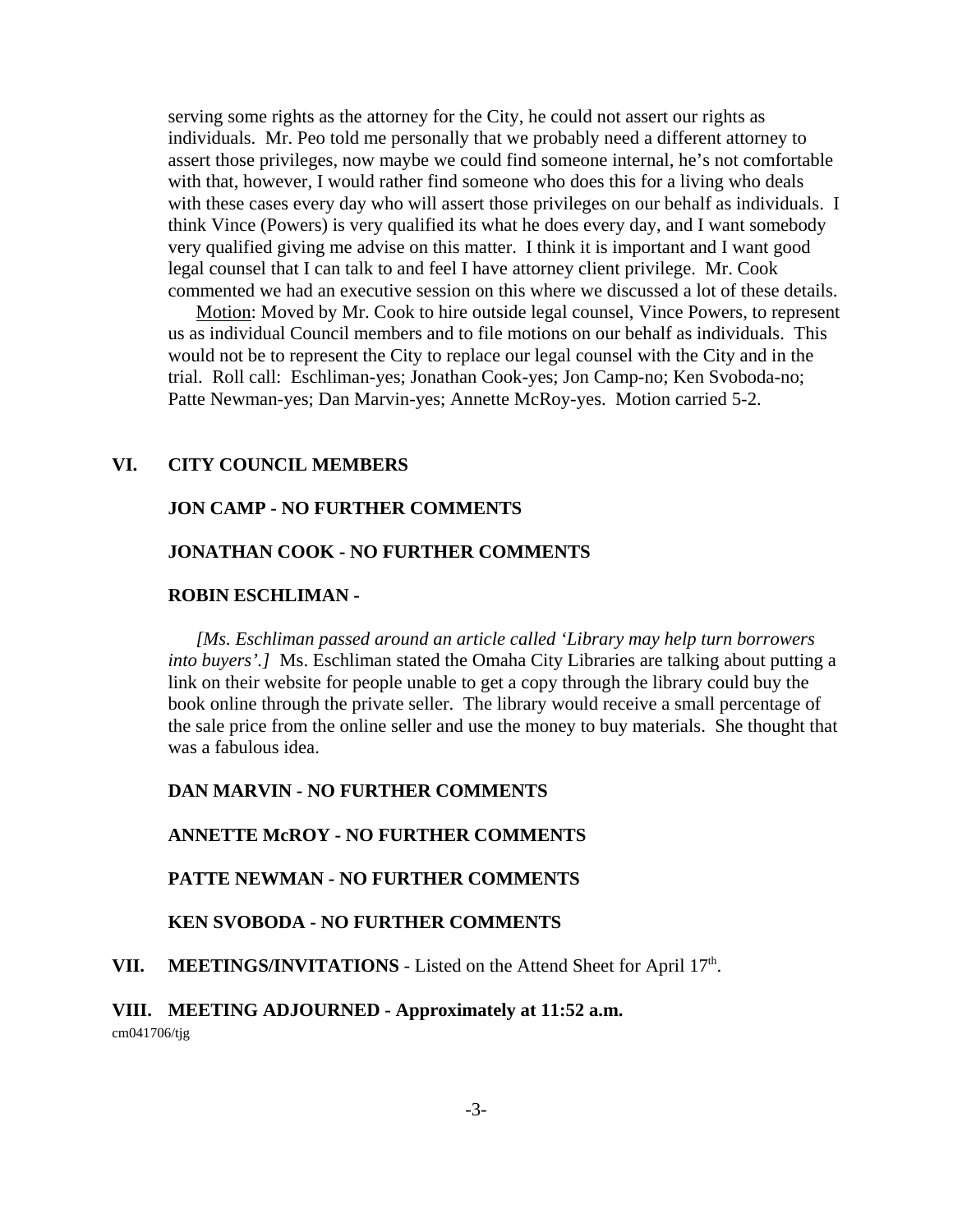serving some rights as the attorney for the City, he could not assert our rights as individuals. Mr. Peo told me personally that we probably need a different attorney to assert those privileges, now maybe we could find someone internal, he's not comfortable with that, however, I would rather find someone who does this for a living who deals with these cases every day who will assert those privileges on our behalf as individuals. I think Vince (Powers) is very qualified its what he does every day, and I want somebody very qualified giving me advise on this matter. I think it is important and I want good legal counsel that I can talk to and feel I have attorney client privilege. Mr. Cook commented we had an executive session on this where we discussed a lot of these details.

Motion: Moved by Mr. Cook to hire outside legal counsel, Vince Powers, to represent us as individual Council members and to file motions on our behalf as individuals. This would not be to represent the City to replace our legal counsel with the City and in the trial. Roll call: Eschliman-yes; Jonathan Cook-yes; Jon Camp-no; Ken Svoboda-no; Patte Newman-yes; Dan Marvin-yes; Annette McRoy-yes. Motion carried 5-2.

## VI. CITY COUNCIL MEMBERS

**JON CAMP - NO FURTHER COMMENTS**

**JONATHAN COOK - NO FURTHER COMMENTS**

**ROBIN ESCHLIMAN -**

*[Ms. Eschliman passed around an article called 'Library may help turn borrowers into buyers'.]* Ms. Eschliman stated the Omaha City Libraries are talking about putting a link on their website for people unable to get a copy through the library could buy the book online through the private seller. The library would receive a small percentage of the sale price from the online seller and use the money to buy materials. She thought that was a fabulous idea.

**DAN MARVIN - NO FURTHER COMMENTS**

**ANNETTE McROY - NO FURTHER COMMENTS**

**PATTE NEWMAN - NO FURTHER COMMENTS**

**KEN SVOBODA - NO FURTHER COMMENTS**

## VII. MEETINGS/INVITATIONS - Listed on the Attend Sheet for April 17th.

## VIII. MEETING ADJOURNED - Approximately at 11:52 a.m.

cm041706/tjg